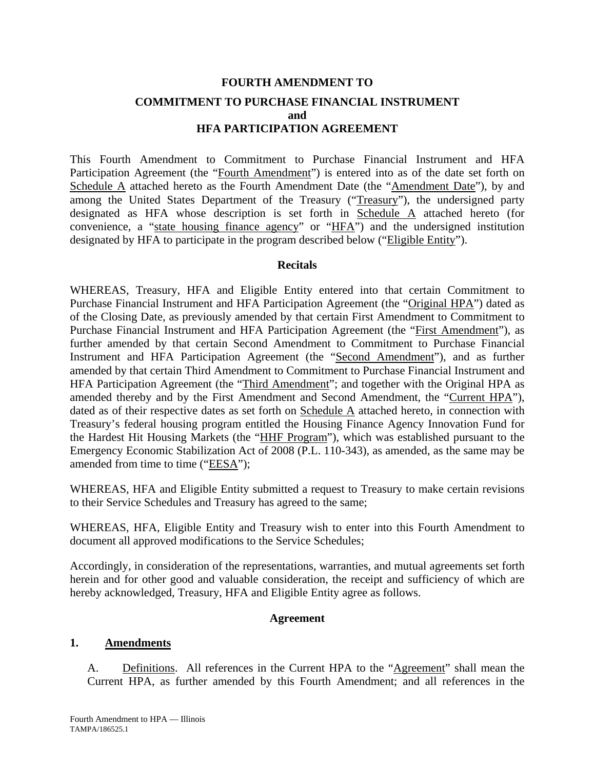# FOURTH AMENDMENT TO
## COMMITMENT TO PURCHASE FINANCIAL INSTRUMENT
## and
## HFA PARTICIPATION AGREEMENT

This Fourth Amendment to Commitment to Purchase Financial Instrument and HFA Participation Agreement (the "Fourth Amendment") is entered into as of the date set forth on Schedule A attached hereto as the Fourth Amendment Date (the "Amendment Date"), by and among the United States Department of the Treasury ("Treasury"), the undersigned party designated as HFA whose description is set forth in Schedule A attached hereto (for convenience, a "state housing finance agency" or "HFA") and the undersigned institution designated by HFA to participate in the program described below ("Eligible Entity").

### Recitals

WHEREAS, Treasury, HFA and Eligible Entity entered into that certain Commitment to Purchase Financial Instrument and HFA Participation Agreement (the "Original HPA") dated as of the Closing Date, as previously amended by that certain First Amendment to Commitment to Purchase Financial Instrument and HFA Participation Agreement (the "First Amendment"), as further amended by that certain Second Amendment to Commitment to Purchase Financial Instrument and HFA Participation Agreement (the "Second Amendment"), and as further amended by that certain Third Amendment to Commitment to Purchase Financial Instrument and HFA Participation Agreement (the "Third Amendment"; and together with the Original HPA as amended thereby and by the First Amendment and Second Amendment, the "Current HPA"), dated as of their respective dates as set forth on Schedule A attached hereto, in connection with Treasury's federal housing program entitled the Housing Finance Agency Innovation Fund for the Hardest Hit Housing Markets (the "HHF Program"), which was established pursuant to the Emergency Economic Stabilization Act of 2008 (P.L. 110-343), as amended, as the same may be amended from time to time ("EESA");

WHEREAS, HFA and Eligible Entity submitted a request to Treasury to make certain revisions to their Service Schedules and Treasury has agreed to the same;

WHEREAS, HFA, Eligible Entity and Treasury wish to enter into this Fourth Amendment to document all approved modifications to the Service Schedules;

Accordingly, in consideration of the representations, warranties, and mutual agreements set forth herein and for other good and valuable consideration, the receipt and sufficiency of which are hereby acknowledged, Treasury, HFA and Eligible Entity agree as follows.

### Agreement

**1. Amendments**

A. Definitions. All references in the Current HPA to the "Agreement" shall mean the Current HPA, as further amended by this Fourth Amendment; and all references in the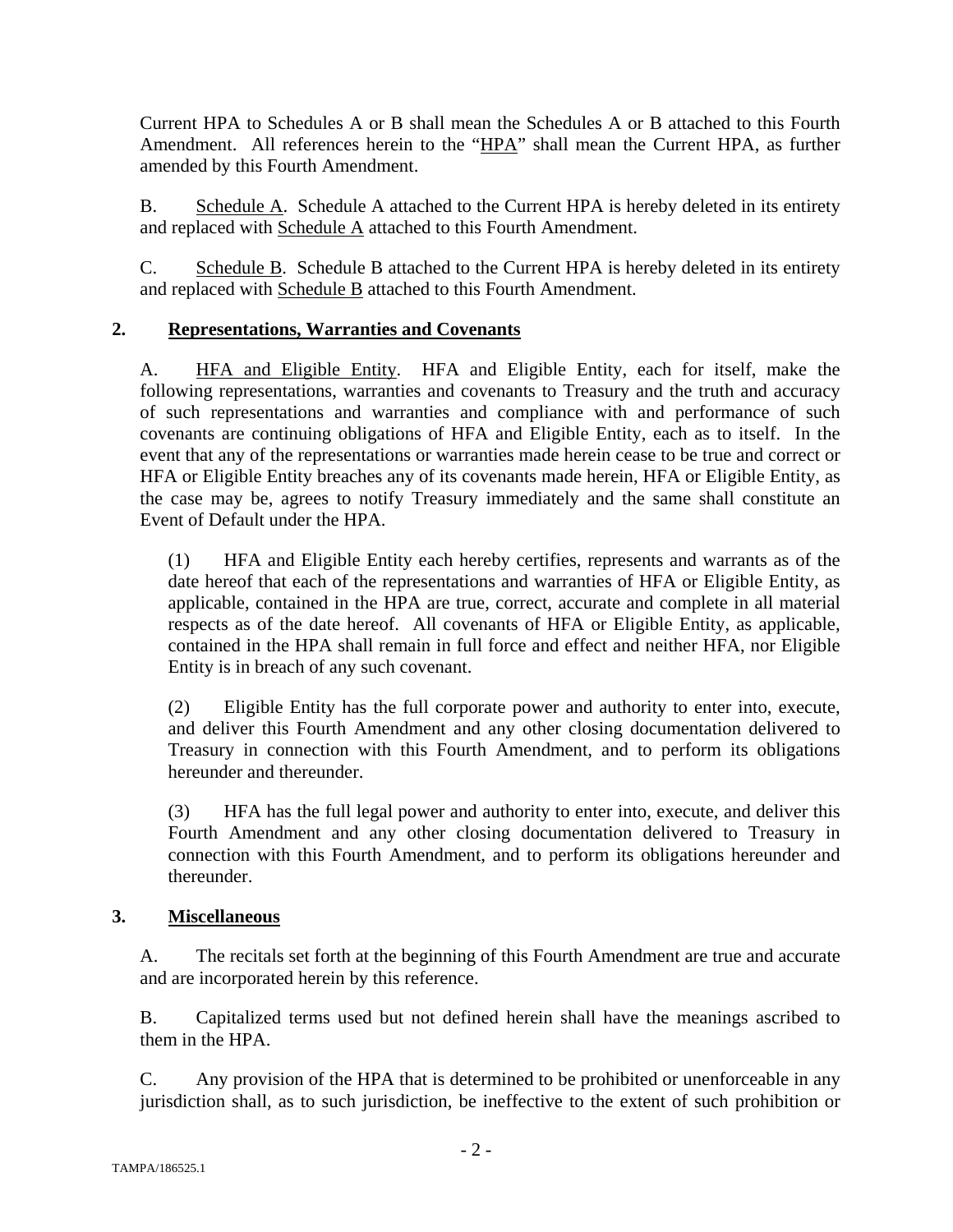Current HPA to Schedules A or B shall mean the Schedules A or B attached to this Fourth Amendment. All references herein to the "HPA" shall mean the Current HPA, as further amended by this Fourth Amendment.

B. Schedule A. Schedule A attached to the Current HPA is hereby deleted in its entirety and replaced with Schedule A attached to this Fourth Amendment.

C. Schedule B. Schedule B attached to the Current HPA is hereby deleted in its entirety and replaced with Schedule B attached to this Fourth Amendment.

## 2. Representations, Warranties and Covenants

A. HFA and Eligible Entity. HFA and Eligible Entity, each for itself, make the following representations, warranties and covenants to Treasury and the truth and accuracy of such representations and warranties and compliance with and performance of such covenants are continuing obligations of HFA and Eligible Entity, each as to itself. In the event that any of the representations or warranties made herein cease to be true and correct or HFA or Eligible Entity breaches any of its covenants made herein, HFA or Eligible Entity, as the case may be, agrees to notify Treasury immediately and the same shall constitute an Event of Default under the HPA.

(1) HFA and Eligible Entity each hereby certifies, represents and warrants as of the date hereof that each of the representations and warranties of HFA or Eligible Entity, as applicable, contained in the HPA are true, correct, accurate and complete in all material respects as of the date hereof. All covenants of HFA or Eligible Entity, as applicable, contained in the HPA shall remain in full force and effect and neither HFA, nor Eligible Entity is in breach of any such covenant.

(2) Eligible Entity has the full corporate power and authority to enter into, execute, and deliver this Fourth Amendment and any other closing documentation delivered to Treasury in connection with this Fourth Amendment, and to perform its obligations hereunder and thereunder.

(3) HFA has the full legal power and authority to enter into, execute, and deliver this Fourth Amendment and any other closing documentation delivered to Treasury in connection with this Fourth Amendment, and to perform its obligations hereunder and thereunder.

## 3. Miscellaneous

A. The recitals set forth at the beginning of this Fourth Amendment are true and accurate and are incorporated herein by this reference.

B. Capitalized terms used but not defined herein shall have the meanings ascribed to them in the HPA.

C. Any provision of the HPA that is determined to be prohibited or unenforceable in any jurisdiction shall, as to such jurisdiction, be ineffective to the extent of such prohibition or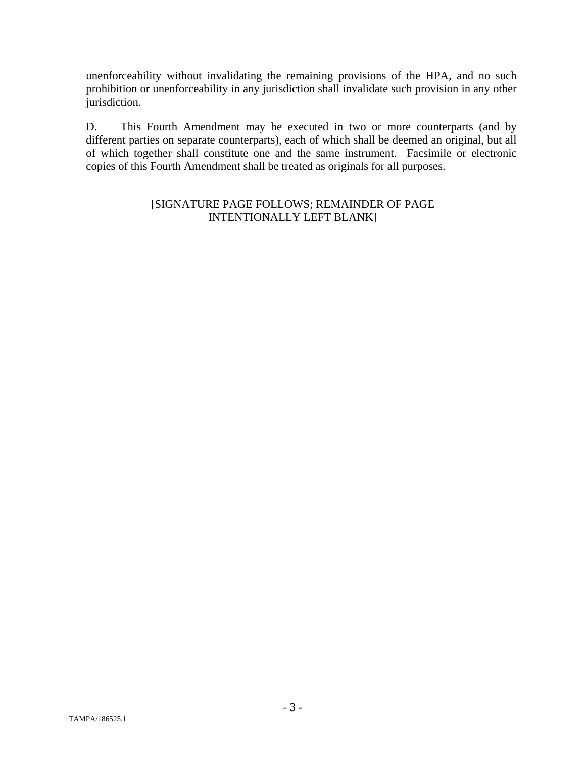unenforceability without invalidating the remaining provisions of the HPA, and no such prohibition or unenforceability in any jurisdiction shall invalidate such provision in any other jurisdiction.

D. This Fourth Amendment may be executed in two or more counterparts (and by different parties on separate counterparts), each of which shall be deemed an original, but all of which together shall constitute one and the same instrument. Facsimile or electronic copies of this Fourth Amendment shall be treated as originals for all purposes.

[SIGNATURE PAGE FOLLOWS; REMAINDER OF PAGE INTENTIONALLY LEFT BLANK]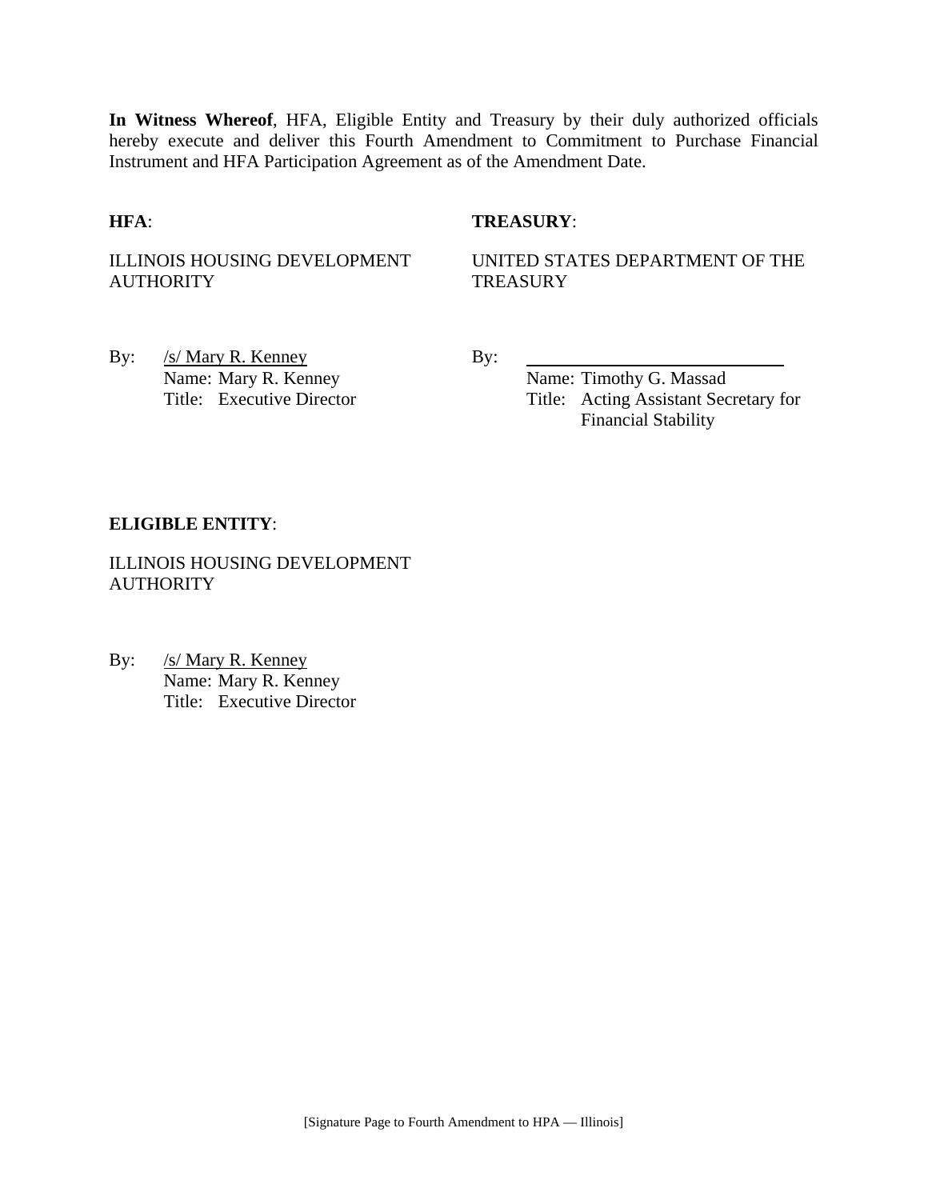**In Witness Whereof**, HFA, Eligible Entity and Treasury by their duly authorized officials hereby execute and deliver this Fourth Amendment to Commitment to Purchase Financial Instrument and HFA Participation Agreement as of the Amendment Date.

**HFA**:

ILLINOIS HOUSING DEVELOPMENT AUTHORITY

By: /s/ Mary R. Kenney
Name: Mary R. Kenney
Title: Executive Director

**TREASURY**:

UNITED STATES DEPARTMENT OF THE TREASURY

By: ______________________________
Name: Timothy G. Massad
Title: Acting Assistant Secretary for Financial Stability

**ELIGIBLE ENTITY**:

ILLINOIS HOUSING DEVELOPMENT AUTHORITY

By: /s/ Mary R. Kenney
Name: Mary R. Kenney
Title: Executive Director

[Signature Page to Fourth Amendment to HPA — Illinois]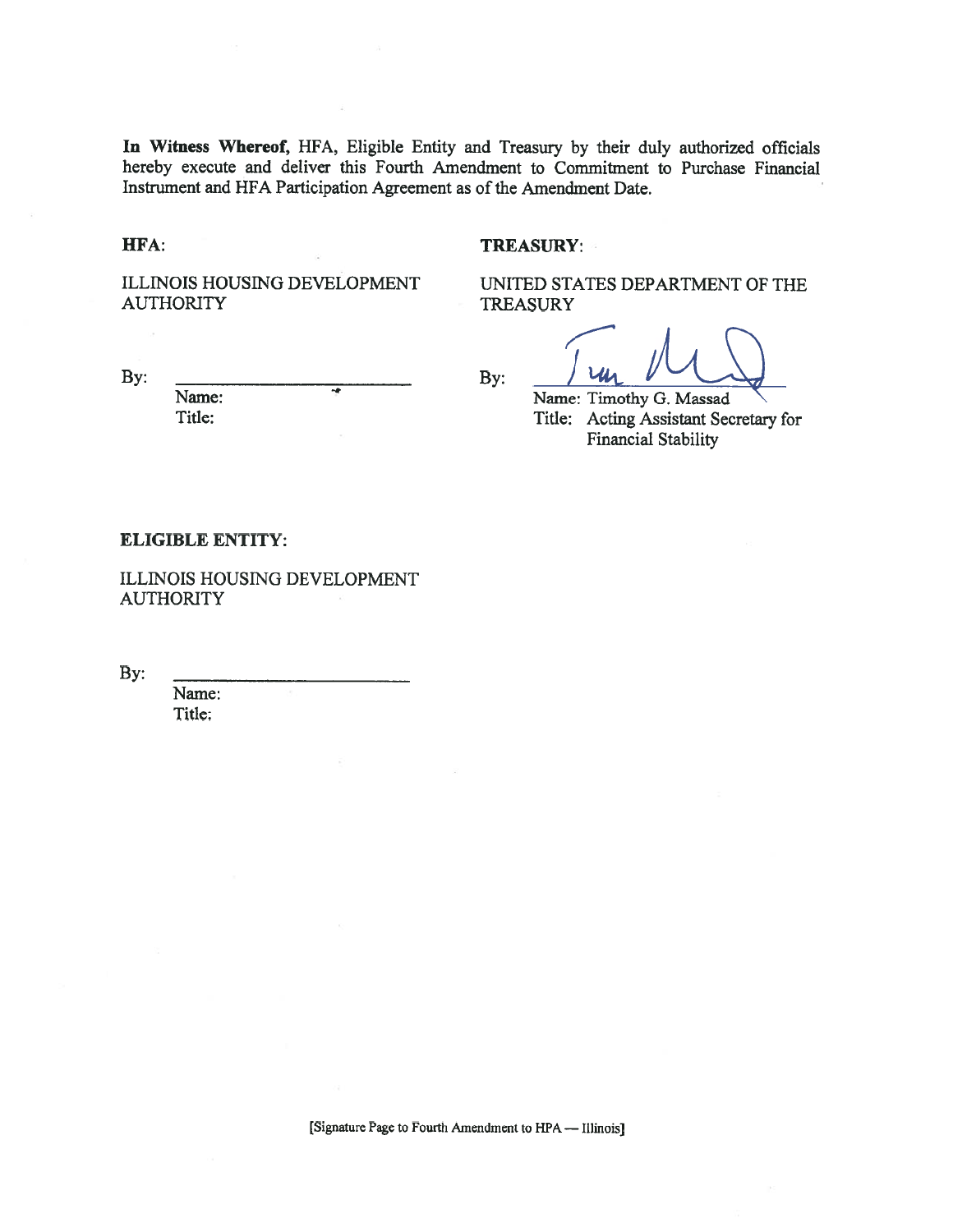**In Witness Whereof,** HFA, Eligible Entity and Treasury by their duly authorized officials hereby execute and deliver this Fourth Amendment to Commitment to Purchase Financial Instrument and HFA Participation Agreement as of the Amendment Date.

**HFA:**

ILLINOIS HOUSING DEVELOPMENT AUTHORITY

By: ____________________________
Name:
Title:

**TREASURY:**

UNITED STATES DEPARTMENT OF THE TREASURY

By: ____________________________
Name: Timothy G. Massad
Title: Acting Assistant Secretary for Financial Stability

**ELIGIBLE ENTITY:**

ILLINOIS HOUSING DEVELOPMENT AUTHORITY

By: ____________________________
Name:
Title:

[Signature Page to Fourth Amendment to HPA — Illinois]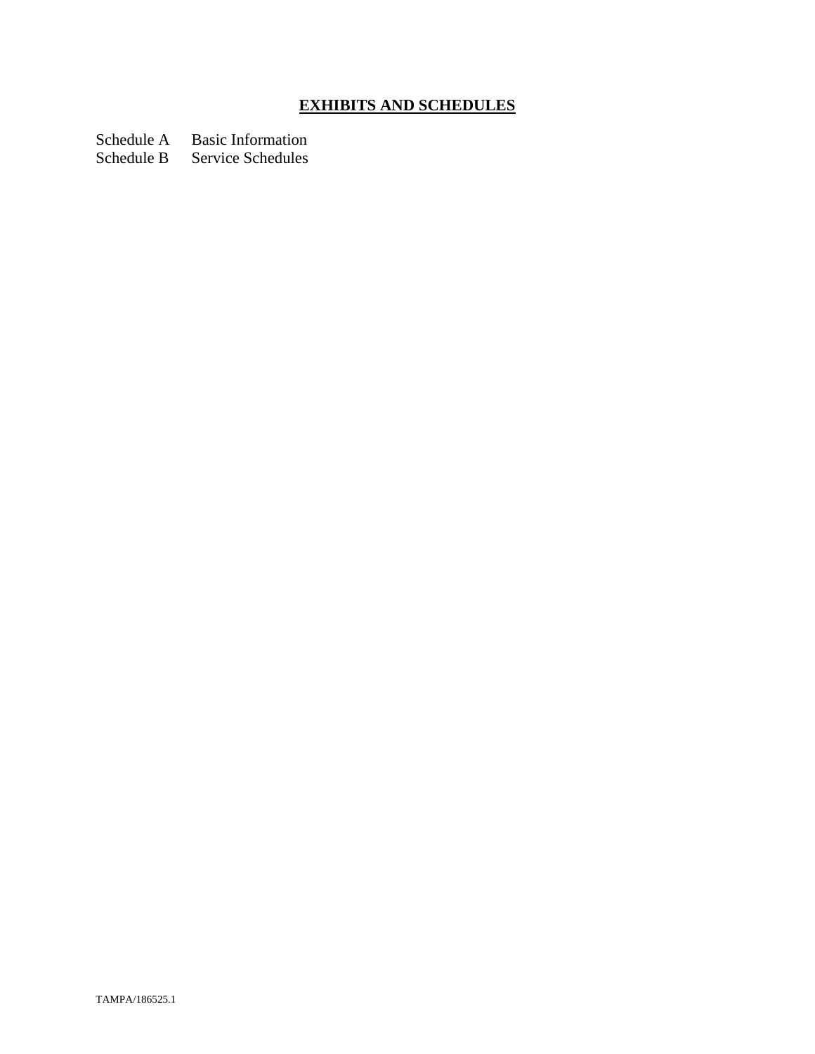## EXHIBITS AND SCHEDULES

Schedule A Basic Information
Schedule B Service Schedules

TAMPA/186525.1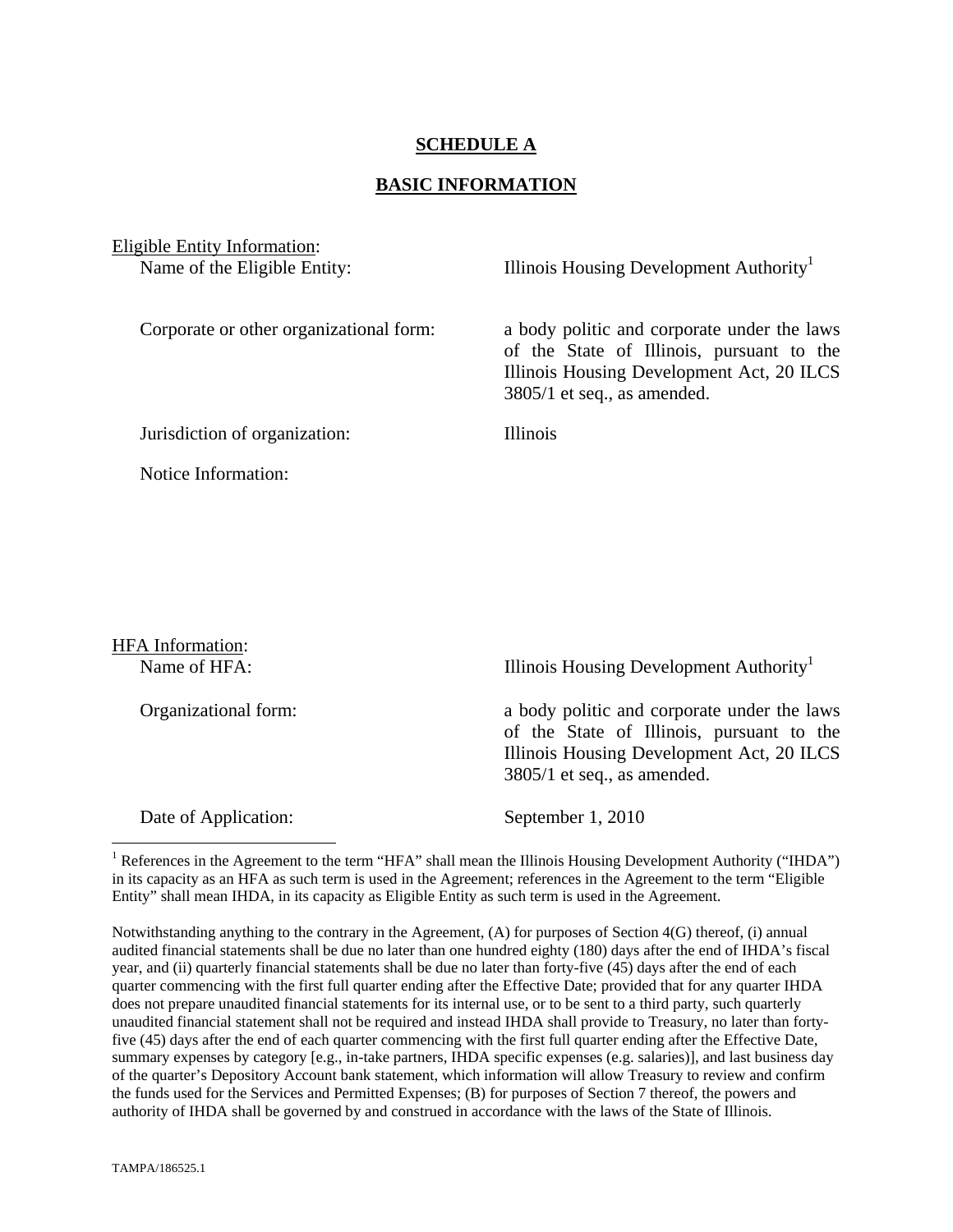# SCHEDULE A

## BASIC INFORMATION

Eligible Entity Information:

| | |
|---|---|
| Name of the Eligible Entity: | Illinois Housing Development Authority[1] |
| Corporate or other organizational form: | a body politic and corporate under the laws of the State of Illinois, pursuant to the Illinois Housing Development Act, 20 ILCS 3805/1 et seq., as amended. |
| Jurisdiction of organization: | Illinois |
| Notice Information: | |

HFA Information:

| | |
|---|---|
| Name of HFA: | Illinois Housing Development Authority[1] |
| Organizational form: | a body politic and corporate under the laws of the State of Illinois, pursuant to the Illinois Housing Development Act, 20 ILCS 3805/1 et seq., as amended. |
| Date of Application: | September 1, 2010 |

[1] References in the Agreement to the term "HFA" shall mean the Illinois Housing Development Authority ("IHDA") in its capacity as an HFA as such term is used in the Agreement; references in the Agreement to the term "Eligible Entity" shall mean IHDA, in its capacity as Eligible Entity as such term is used in the Agreement.

Notwithstanding anything to the contrary in the Agreement, (A) for purposes of Section 4(G) thereof, (i) annual audited financial statements shall be due no later than one hundred eighty (180) days after the end of IHDA's fiscal year, and (ii) quarterly financial statements shall be due no later than forty-five (45) days after the end of each quarter commencing with the first full quarter ending after the Effective Date; provided that for any quarter IHDA does not prepare unaudited financial statements for its internal use, or to be sent to a third party, such quarterly unaudited financial statement shall not be required and instead IHDA shall provide to Treasury, no later than forty-five (45) days after the end of each quarter commencing with the first full quarter ending after the Effective Date, summary expenses by category [e.g., in-take partners, IHDA specific expenses (e.g. salaries)], and last business day of the quarter's Depository Account bank statement, which information will allow Treasury to review and confirm the funds used for the Services and Permitted Expenses; (B) for purposes of Section 7 thereof, the powers and authority of IHDA shall be governed by and construed in accordance with the laws of the State of Illinois.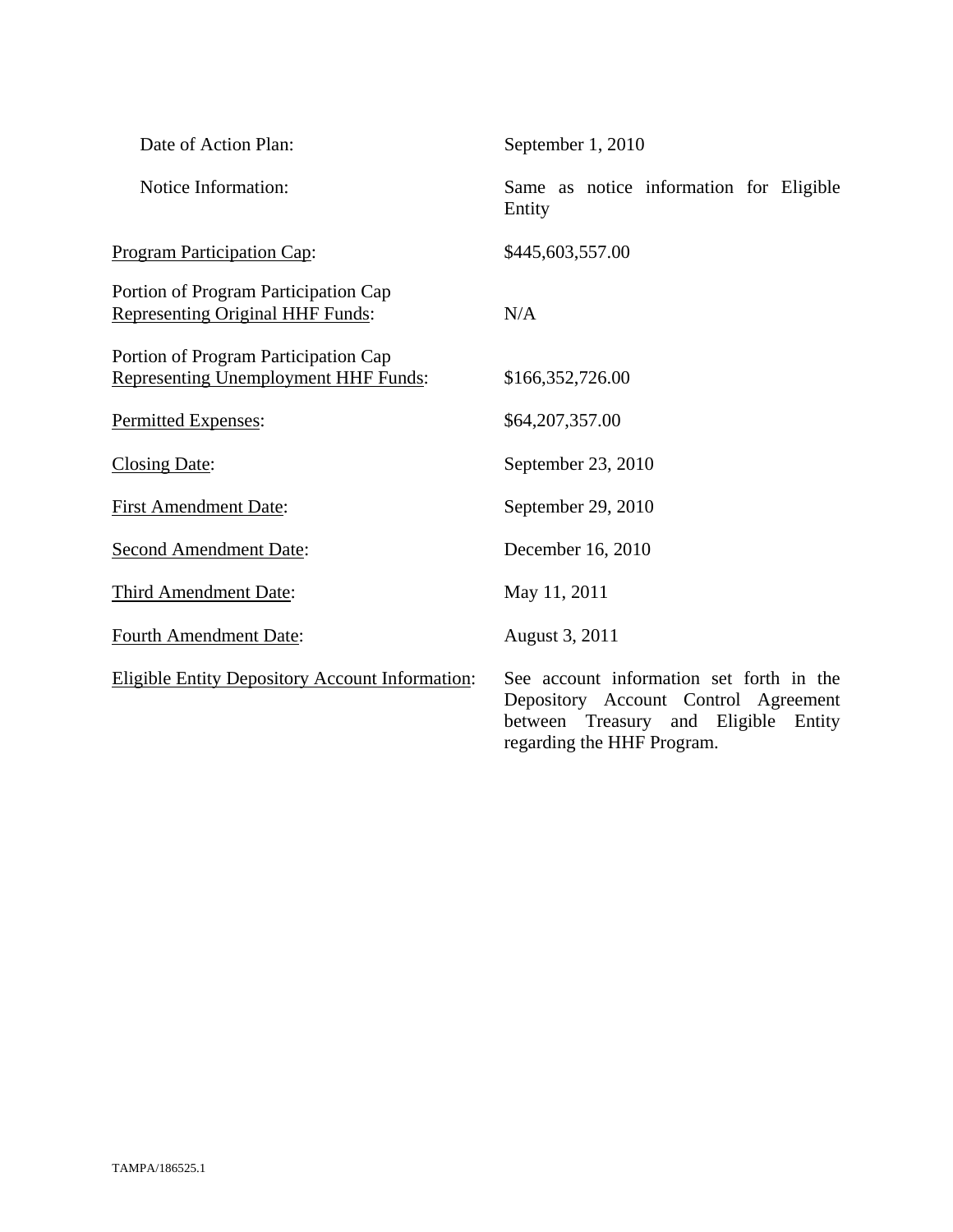| | |
|---|---|
| Date of Action Plan: | September 1, 2010 |
| Notice Information: | Same as notice information for Eligible Entity |
| <u>Program Participation Cap</u>: | $445,603,557.00 |
| Portion of Program Participation Cap <u>Representing Original HHF Funds</u>: | N/A |
| Portion of Program Participation Cap <u>Representing Unemployment HHF Funds</u>: | $166,352,726.00 |
| <u>Permitted Expenses</u>: | $64,207,357.00 |
| <u>Closing Date</u>: | September 23, 2010 |
| <u>First Amendment Date</u>: | September 29, 2010 |
| <u>Second Amendment Date</u>: | December 16, 2010 |
| <u>Third Amendment Date</u>: | May 11, 2011 |
| <u>Fourth Amendment Date</u>: | August 3, 2011 |
| <u>Eligible Entity Depository Account Information</u>: | See account information set forth in the Depository Account Control Agreement between Treasury and Eligible Entity regarding the HHF Program. |

TAMPA/186525.1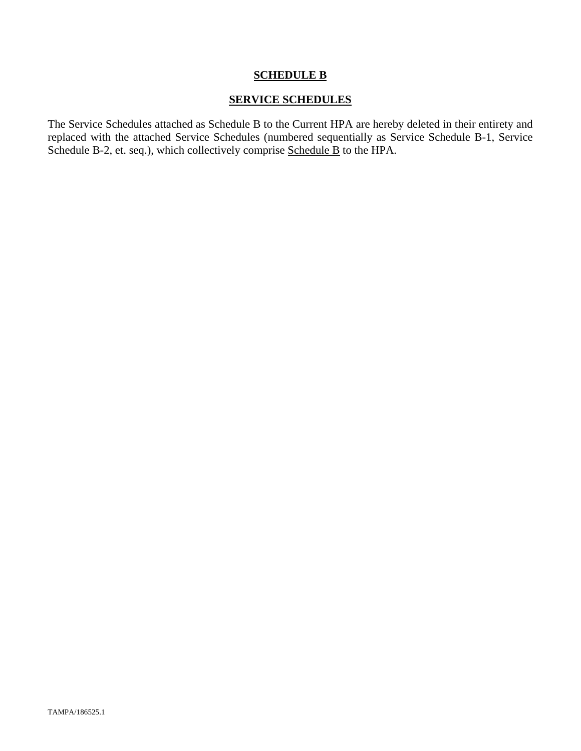# SCHEDULE B

## SERVICE SCHEDULES

The Service Schedules attached as Schedule B to the Current HPA are hereby deleted in their entirety and replaced with the attached Service Schedules (numbered sequentially as Service Schedule B-1, Service Schedule B-2, et. seq.), which collectively comprise Schedule B to the HPA.

TAMPA/186525.1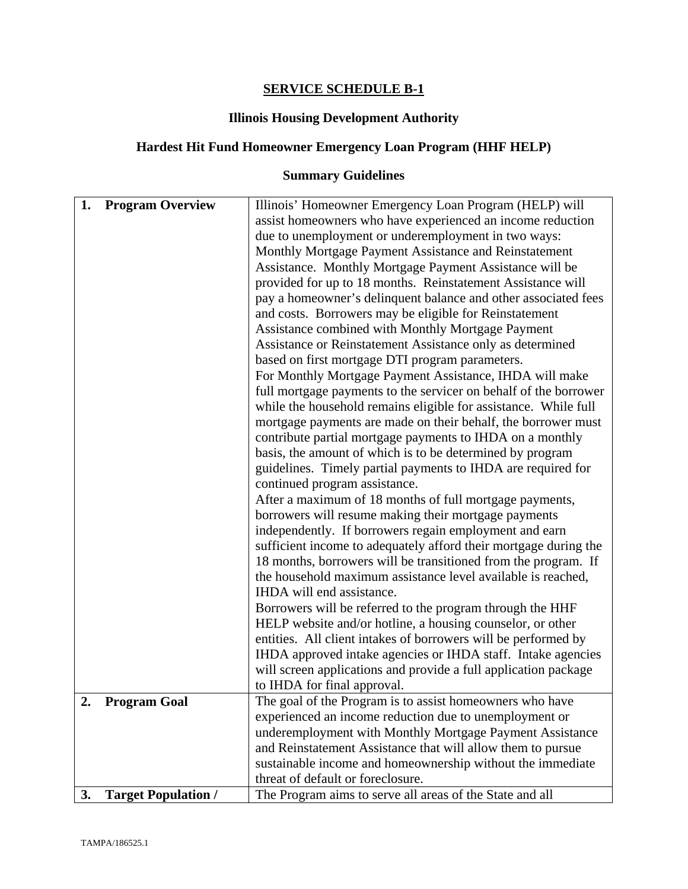# SERVICE SCHEDULE B-1

## Illinois Housing Development Authority

## Hardest Hit Fund Homeowner Emergency Loan Program (HHF HELP)

## Summary Guidelines

| | |
|---|---|
| **1. Program Overview** | Illinois' Homeowner Emergency Loan Program (HELP) will assist homeowners who have experienced an income reduction due to unemployment or underemployment in two ways: Monthly Mortgage Payment Assistance and Reinstatement Assistance. Monthly Mortgage Payment Assistance will be provided for up to 18 months. Reinstatement Assistance will pay a homeowner's delinquent balance and other associated fees and costs. Borrowers may be eligible for Reinstatement Assistance combined with Monthly Mortgage Payment Assistance or Reinstatement Assistance only as determined based on first mortgage DTI program parameters.<br>For Monthly Mortgage Payment Assistance, IHDA will make full mortgage payments to the servicer on behalf of the borrower while the household remains eligible for assistance. While full mortgage payments are made on their behalf, the borrower must contribute partial mortgage payments to IHDA on a monthly basis, the amount of which is to be determined by program guidelines. Timely partial payments to IHDA are required for continued program assistance.<br>After a maximum of 18 months of full mortgage payments, borrowers will resume making their mortgage payments independently. If borrowers regain employment and earn sufficient income to adequately afford their mortgage during the 18 months, borrowers will be transitioned from the program. If the household maximum assistance level available is reached, IHDA will end assistance.<br>Borrowers will be referred to the program through the HHF HELP website and/or hotline, a housing counselor, or other entities. All client intakes of borrowers will be performed by IHDA approved intake agencies or IHDA staff. Intake agencies will screen applications and provide a full application package to IHDA for final approval. |
| **2. Program Goal** | The goal of the Program is to assist homeowners who have experienced an income reduction due to unemployment or underemployment with Monthly Mortgage Payment Assistance and Reinstatement Assistance that will allow them to pursue sustainable income and homeownership without the immediate threat of default or foreclosure. |
| **3. Target Population /** | The Program aims to serve all areas of the State and all |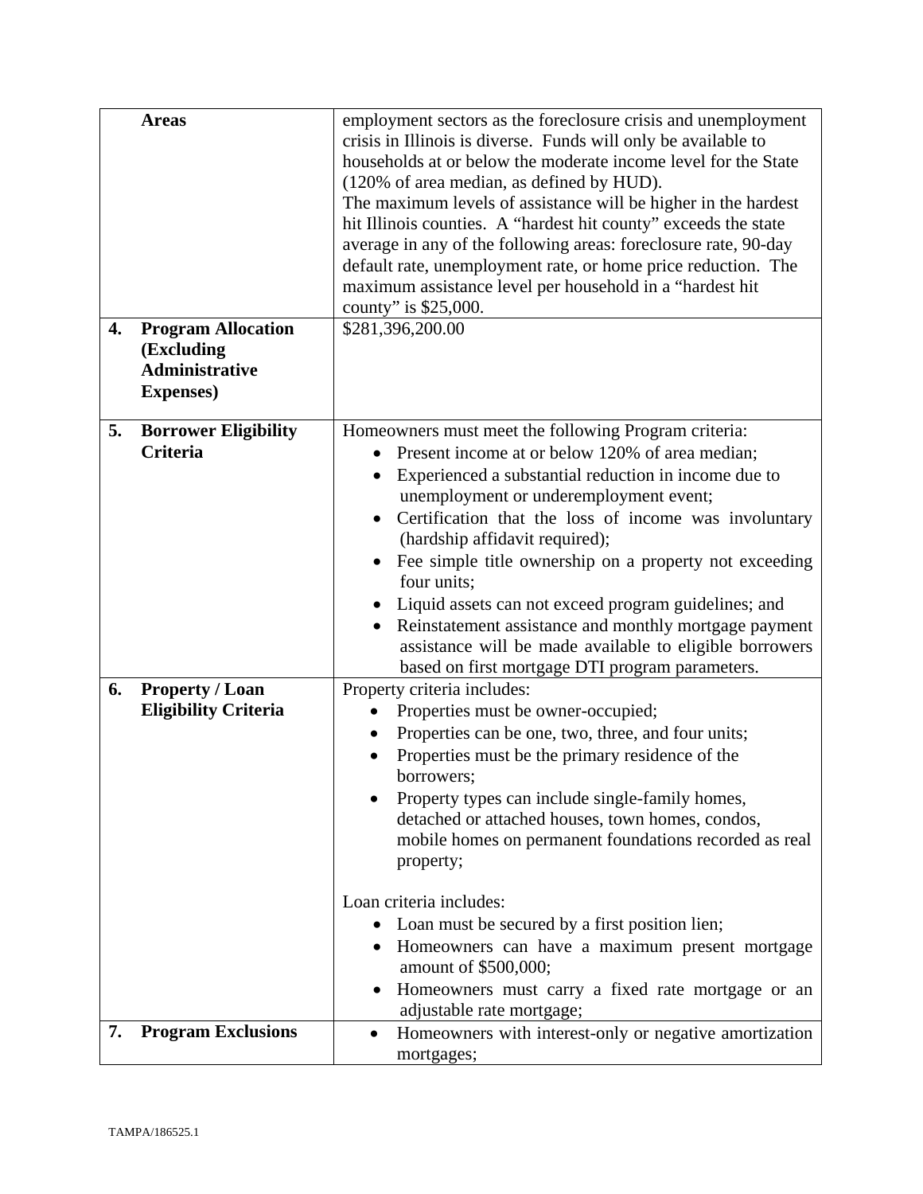| | | |
|---|---|---|
| | **Areas** | employment sectors as the foreclosure crisis and unemployment crisis in Illinois is diverse. Funds will only be available to households at or below the moderate income level for the State (120% of area median, as defined by HUD).<br>The maximum levels of assistance will be higher in the hardest hit Illinois counties. A "hardest hit county" exceeds the state average in any of the following areas: foreclosure rate, 90-day default rate, unemployment rate, or home price reduction. The maximum assistance level per household in a "hardest hit county" is $25,000. |
| **4.** | **Program Allocation (Excluding Administrative Expenses)** | $281,396,200.00 |
| **5.** | **Borrower Eligibility Criteria** | Homeowners must meet the following Program criteria:<br>• Present income at or below 120% of area median;<br>• Experienced a substantial reduction in income due to unemployment or underemployment event;<br>• Certification that the loss of income was involuntary (hardship affidavit required);<br>• Fee simple title ownership on a property not exceeding four units;<br>• Liquid assets can not exceed program guidelines; and<br>• Reinstatement assistance and monthly mortgage payment assistance will be made available to eligible borrowers based on first mortgage DTI program parameters. |
| **6.** | **Property / Loan Eligibility Criteria** | Property criteria includes:<br>• Properties must be owner-occupied;<br>• Properties can be one, two, three, and four units;<br>• Properties must be the primary residence of the borrowers;<br>• Property types can include single-family homes, detached or attached houses, town homes, condos, mobile homes on permanent foundations recorded as real property;<br><br>Loan criteria includes:<br>• Loan must be secured by a first position lien;<br>• Homeowners can have a maximum present mortgage amount of $500,000;<br>• Homeowners must carry a fixed rate mortgage or an adjustable rate mortgage; |
| **7.** | **Program Exclusions** | • Homeowners with interest-only or negative amortization mortgages; |

TAMPA/186525.1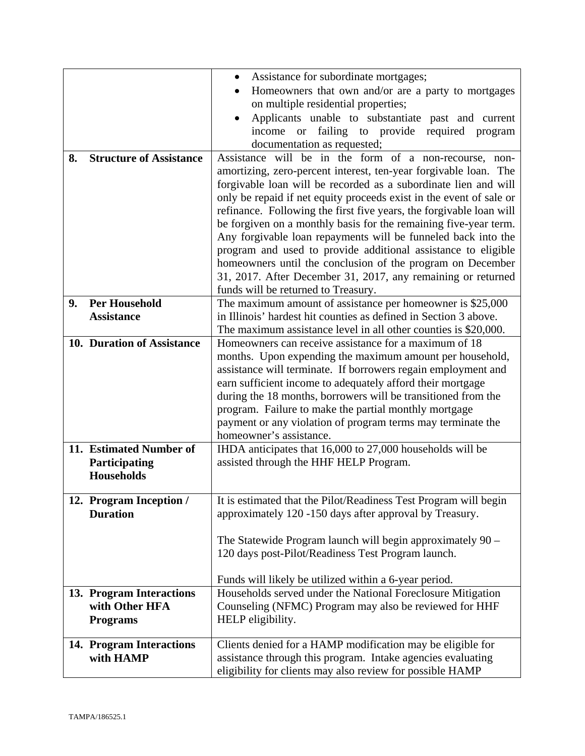| | |
|---|---|
| | • Assistance for subordinate mortgages;<br>• Homeowners that own and/or are a party to mortgages on multiple residential properties;<br>• Applicants unable to substantiate past and current income or failing to provide required program documentation as requested; |
| **8. Structure of Assistance** | Assistance will be in the form of a non-recourse, non-amortizing, zero-percent interest, ten-year forgivable loan. The forgivable loan will be recorded as a subordinate lien and will only be repaid if net equity proceeds exist in the event of sale or refinance. Following the first five years, the forgivable loan will be forgiven on a monthly basis for the remaining five-year term. Any forgivable loan repayments will be funneled back into the program and used to provide additional assistance to eligible homeowners until the conclusion of the program on December 31, 2017. After December 31, 2017, any remaining or returned funds will be returned to Treasury. |
| **9. Per Household Assistance** | The maximum amount of assistance per homeowner is $25,000 in Illinois' hardest hit counties as defined in Section 3 above. The maximum assistance level in all other counties is $20,000. |
| **10. Duration of Assistance** | Homeowners can receive assistance for a maximum of 18 months. Upon expending the maximum amount per household, assistance will terminate. If borrowers regain employment and earn sufficient income to adequately afford their mortgage during the 18 months, borrowers will be transitioned from the program. Failure to make the partial monthly mortgage payment or any violation of program terms may terminate the homeowner's assistance. |
| **11. Estimated Number of Participating Households** | IHDA anticipates that 16,000 to 27,000 households will be assisted through the HHF HELP Program. |
| **12. Program Inception / Duration** | It is estimated that the Pilot/Readiness Test Program will begin approximately 120 -150 days after approval by Treasury.<br><br>The Statewide Program launch will begin approximately 90 – 120 days post-Pilot/Readiness Test Program launch.<br><br>Funds will likely be utilized within a 6-year period. |
| **13. Program Interactions with Other HFA Programs** | Households served under the National Foreclosure Mitigation Counseling (NFMC) Program may also be reviewed for HHF HELP eligibility. |
| **14. Program Interactions with HAMP** | Clients denied for a HAMP modification may be eligible for assistance through this program. Intake agencies evaluating eligibility for clients may also review for possible HAMP |

TAMPA/186525.1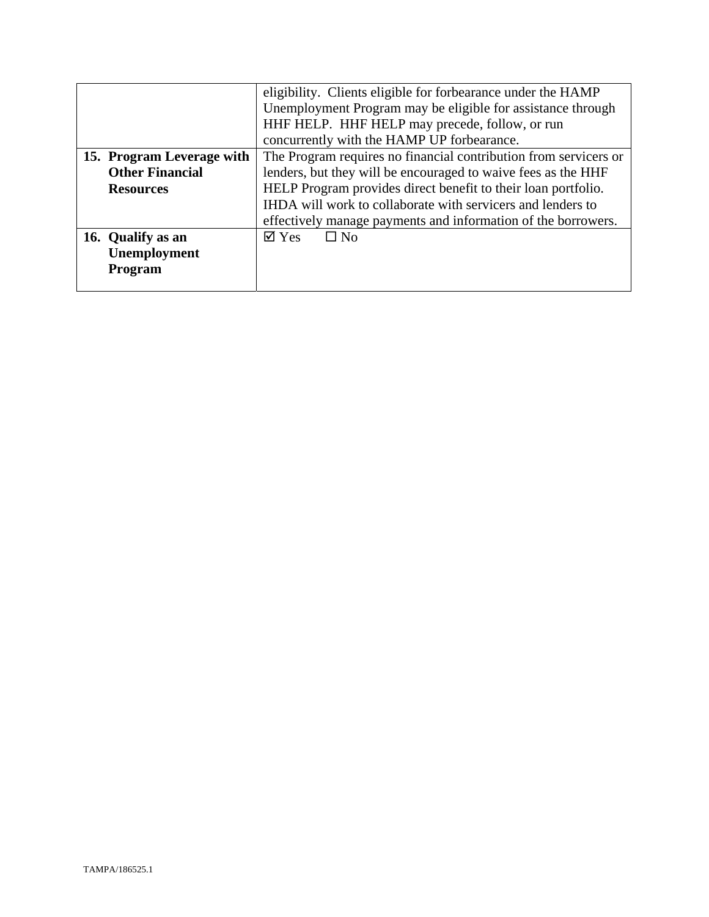| | |
|---|---|
| | eligibility. Clients eligible for forbearance under the HAMP Unemployment Program may be eligible for assistance through HHF HELP. HHF HELP may precede, follow, or run concurrently with the HAMP UP forbearance. |
| **15. Program Leverage with Other Financial Resources** | The Program requires no financial contribution from servicers or lenders, but they will be encouraged to waive fees as the HHF HELP Program provides direct benefit to their loan portfolio. IHDA will work to collaborate with servicers and lenders to effectively manage payments and information of the borrowers. |
| **16. Qualify as an Unemployment Program** | ☑ Yes ☐ No |

TAMPA/186525.1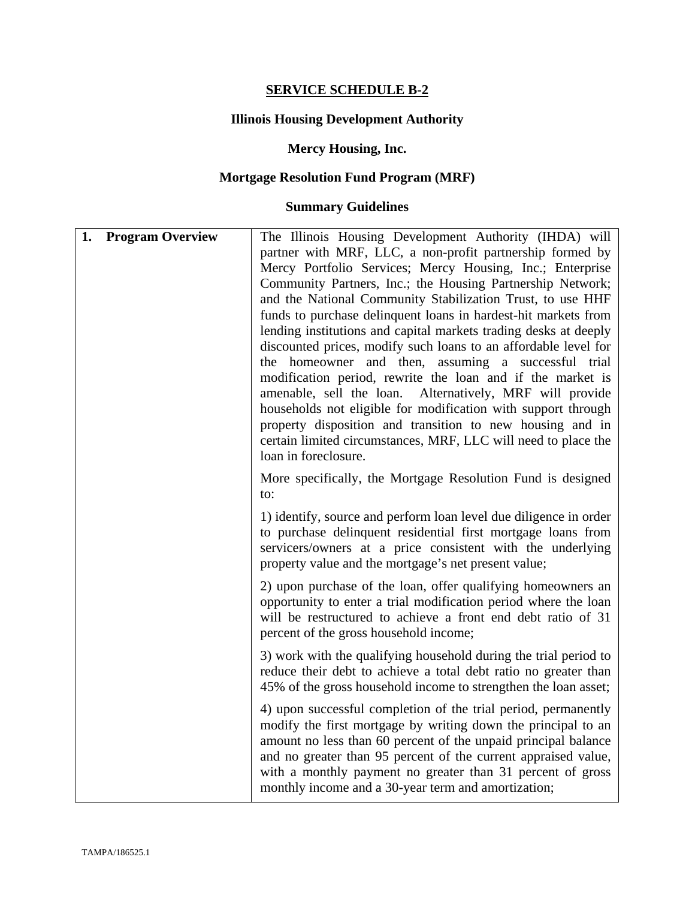**SERVICE SCHEDULE B-2**

**Illinois Housing Development Authority**

**Mercy Housing, Inc.**

**Mortgage Resolution Fund Program (MRF)**

**Summary Guidelines**

| **1. Program Overview** | The Illinois Housing Development Authority (IHDA) will partner with MRF, LLC, a non-profit partnership formed by Mercy Portfolio Services; Mercy Housing, Inc.; Enterprise Community Partners, Inc.; the Housing Partnership Network; and the National Community Stabilization Trust, to use HHF funds to purchase delinquent loans in hardest-hit markets from lending institutions and capital markets trading desks at deeply discounted prices, modify such loans to an affordable level for the homeowner and then, assuming a successful trial modification period, rewrite the loan and if the market is amenable, sell the loan. Alternatively, MRF will provide households not eligible for modification with support through property disposition and transition to new housing and in certain limited circumstances, MRF, LLC will need to place the loan in foreclosure.<br><br>More specifically, the Mortgage Resolution Fund is designed to:<br><br>1) identify, source and perform loan level due diligence in order to purchase delinquent residential first mortgage loans from servicers/owners at a price consistent with the underlying property value and the mortgage's net present value;<br><br>2) upon purchase of the loan, offer qualifying homeowners an opportunity to enter a trial modification period where the loan will be restructured to achieve a front end debt ratio of 31 percent of the gross household income;<br><br>3) work with the qualifying household during the trial period to reduce their debt to achieve a total debt ratio no greater than 45% of the gross household income to strengthen the loan asset;<br><br>4) upon successful completion of the trial period, permanently modify the first mortgage by writing down the principal to an amount no less than 60 percent of the unpaid principal balance and no greater than 95 percent of the current appraised value, with a monthly payment no greater than 31 percent of gross monthly income and a 30-year term and amortization; |
|---|---|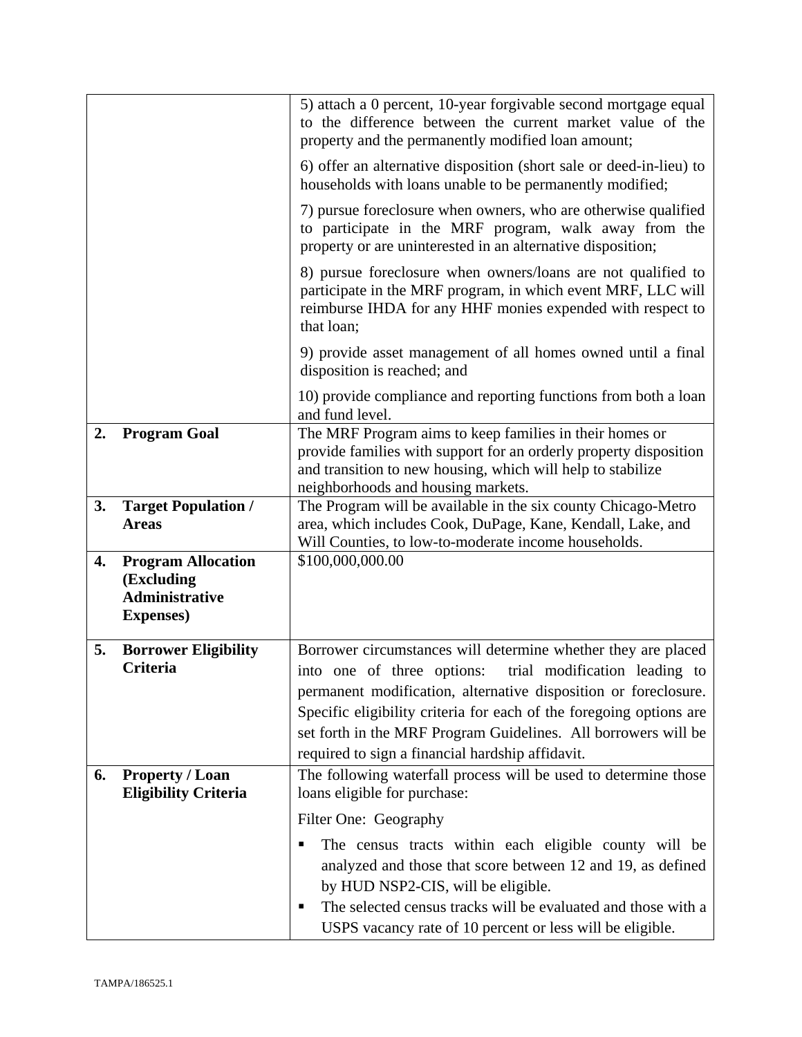| | |
|---|---|
| | 5) attach a 0 percent, 10-year forgivable second mortgage equal to the difference between the current market value of the property and the permanently modified loan amount;<br><br>6) offer an alternative disposition (short sale or deed-in-lieu) to households with loans unable to be permanently modified;<br><br>7) pursue foreclosure when owners, who are otherwise qualified to participate in the MRF program, walk away from the property or are uninterested in an alternative disposition;<br><br>8) pursue foreclosure when owners/loans are not qualified to participate in the MRF program, in which event MRF, LLC will reimburse IHDA for any HHF monies expended with respect to that loan;<br><br>9) provide asset management of all homes owned until a final disposition is reached; and<br><br>10) provide compliance and reporting functions from both a loan and fund level. |
| **2. Program Goal** | The MRF Program aims to keep families in their homes or provide families with support for an orderly property disposition and transition to new housing, which will help to stabilize neighborhoods and housing markets. |
| **3. Target Population / Areas** | The Program will be available in the six county Chicago-Metro area, which includes Cook, DuPage, Kane, Kendall, Lake, and Will Counties, to low-to-moderate income households. |
| **4. Program Allocation (Excluding Administrative Expenses)** | $100,000,000.00 |
| **5. Borrower Eligibility Criteria** | Borrower circumstances will determine whether they are placed into one of three options: trial modification leading to permanent modification, alternative disposition or foreclosure. Specific eligibility criteria for each of the foregoing options are set forth in the MRF Program Guidelines. All borrowers will be required to sign a financial hardship affidavit. |
| **6. Property / Loan Eligibility Criteria** | The following waterfall process will be used to determine those loans eligible for purchase:<br><br>Filter One: Geography<br><br>▪ The census tracts within each eligible county will be analyzed and those that score between 12 and 19, as defined by HUD NSP2-CIS, will be eligible.<br>▪ The selected census tracks will be evaluated and those with a USPS vacancy rate of 10 percent or less will be eligible. |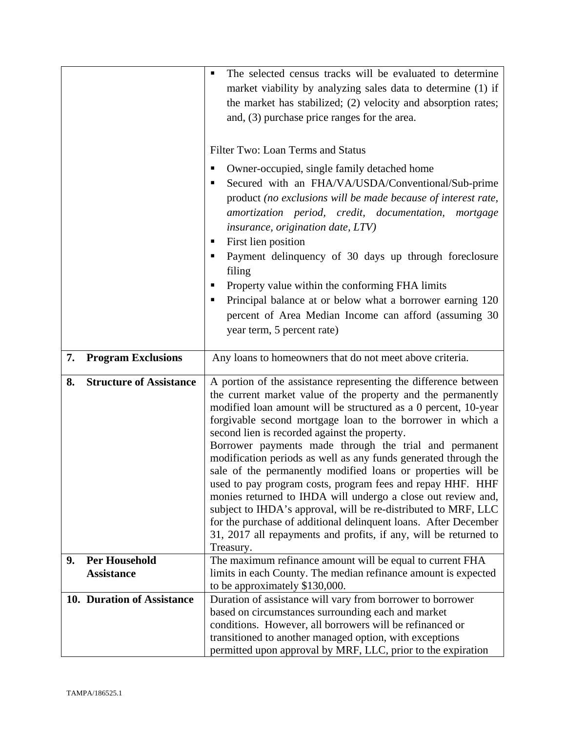| | |
|---|---|
| | ▪ The selected census tracks will be evaluated to determine market viability by analyzing sales data to determine (1) if the market has stabilized; (2) velocity and absorption rates; and, (3) purchase price ranges for the area.<br><br>Filter Two: Loan Terms and Status<br><br>▪ Owner-occupied, single family detached home<br>▪ Secured with an FHA/VA/USDA/Conventional/Sub-prime product *(no exclusions will be made because of interest rate, amortization period, credit, documentation, mortgage insurance, origination date, LTV)*<br>▪ First lien position<br>▪ Payment delinquency of 30 days up through foreclosure filing<br>▪ Property value within the conforming FHA limits<br>▪ Principal balance at or below what a borrower earning 120 percent of Area Median Income can afford (assuming 30 year term, 5 percent rate) |
| **7. Program Exclusions** | Any loans to homeowners that do not meet above criteria. |
| **8. Structure of Assistance** | A portion of the assistance representing the difference between the current market value of the property and the permanently modified loan amount will be structured as a 0 percent, 10-year forgivable second mortgage loan to the borrower in which a second lien is recorded against the property.<br>Borrower payments made through the trial and permanent modification periods as well as any funds generated through the sale of the permanently modified loans or properties will be used to pay program costs, program fees and repay HHF. HHF monies returned to IHDA will undergo a close out review and, subject to IHDA's approval, will be re-distributed to MRF, LLC for the purchase of additional delinquent loans. After December 31, 2017 all repayments and profits, if any, will be returned to Treasury. |
| **9. Per Household Assistance** | The maximum refinance amount will be equal to current FHA limits in each County. The median refinance amount is expected to be approximately $130,000. |
| **10. Duration of Assistance** | Duration of assistance will vary from borrower to borrower based on circumstances surrounding each and market conditions. However, all borrowers will be refinanced or transitioned to another managed option, with exceptions permitted upon approval by MRF, LLC, prior to the expiration |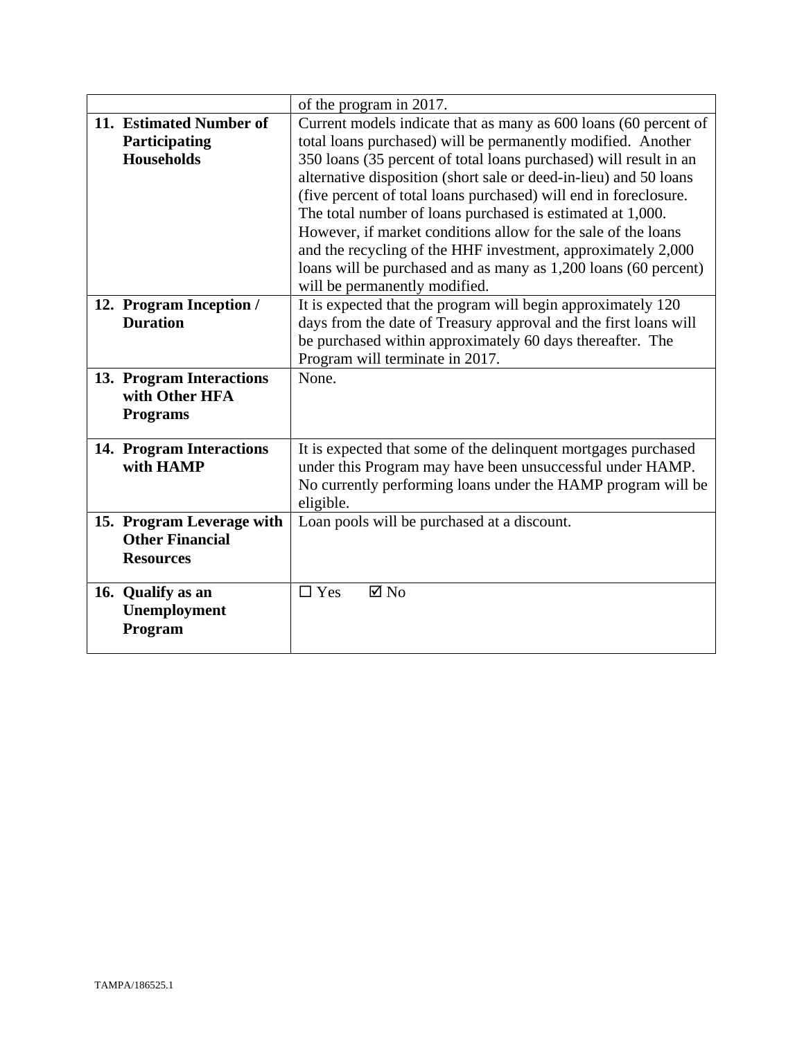| | |
|---|---|
| | of the program in 2017. |
| **11. Estimated Number of Participating Households** | Current models indicate that as many as 600 loans (60 percent of total loans purchased) will be permanently modified. Another 350 loans (35 percent of total loans purchased) will result in an alternative disposition (short sale or deed-in-lieu) and 50 loans (five percent of total loans purchased) will end in foreclosure. The total number of loans purchased is estimated at 1,000. However, if market conditions allow for the sale of the loans and the recycling of the HHF investment, approximately 2,000 loans will be purchased and as many as 1,200 loans (60 percent) will be permanently modified. |
| **12. Program Inception / Duration** | It is expected that the program will begin approximately 120 days from the date of Treasury approval and the first loans will be purchased within approximately 60 days thereafter. The Program will terminate in 2017. |
| **13. Program Interactions with Other HFA Programs** | None. |
| **14. Program Interactions with HAMP** | It is expected that some of the delinquent mortgages purchased under this Program may have been unsuccessful under HAMP. No currently performing loans under the HAMP program will be eligible. |
| **15. Program Leverage with Other Financial Resources** | Loan pools will be purchased at a discount. |
| **16. Qualify as an Unemployment Program** | ☐ Yes ☑ No |

TAMPA/186525.1